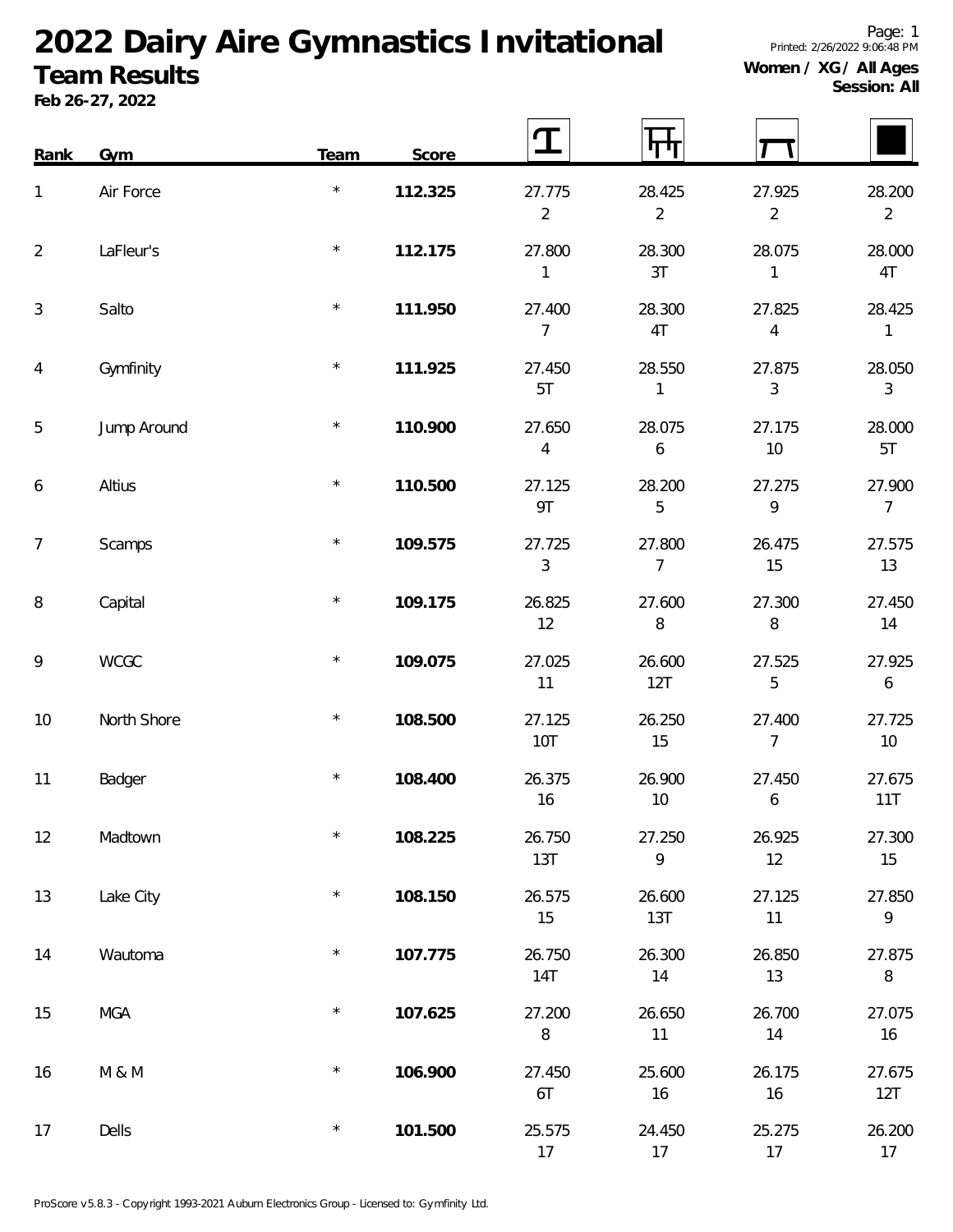# 2022 Dairy Aire Gymnastics Invitational

## Team Results

**Feb 26-27, 2022**

Printed: 2/26/2022 9:06:48 PM

**Women / XG / All Ages**
**Session: All**

| Rank | Gym | Team | Score | Vault | Bars | Beam | Floor |
|---|---|---|---|---|---|---|---|
| 1 | Air Force | * | **112.325** | 27.775<br>2 | 28.425<br>2 | 27.925<br>2 | 28.200<br>2 |
| 2 | LaFleur's | * | **112.175** | 27.800<br>1 | 28.300<br>3T | 28.075<br>1 | 28.000<br>4T |
| 3 | Salto | * | **111.950** | 27.400<br>7 | 28.300<br>4T | 27.825<br>4 | 28.425<br>1 |
| 4 | Gymfinity | * | **111.925** | 27.450<br>5T | 28.550<br>1 | 27.875<br>3 | 28.050<br>3 |
| 5 | Jump Around | * | **110.900** | 27.650<br>4 | 28.075<br>6 | 27.175<br>10 | 28.000<br>5T |
| 6 | Altius | * | **110.500** | 27.125<br>9T | 28.200<br>5 | 27.275<br>9 | 27.900<br>7 |
| 7 | Scamps | * | **109.575** | 27.725<br>3 | 27.800<br>7 | 26.475<br>15 | 27.575<br>13 |
| 8 | Capital | * | **109.175** | 26.825<br>12 | 27.600<br>8 | 27.300<br>8 | 27.450<br>14 |
| 9 | WCGC | * | **109.075** | 27.025<br>11 | 26.600<br>12T | 27.525<br>5 | 27.925<br>6 |
| 10 | North Shore | * | **108.500** | 27.125<br>10T | 26.250<br>15 | 27.400<br>7 | 27.725<br>10 |
| 11 | Badger | * | **108.400** | 26.375<br>16 | 26.900<br>10 | 27.450<br>6 | 27.675<br>11T |
| 12 | Madtown | * | **108.225** | 26.750<br>13T | 27.250<br>9 | 26.925<br>12 | 27.300<br>15 |
| 13 | Lake City | * | **108.150** | 26.575<br>15 | 26.600<br>13T | 27.125<br>11 | 27.850<br>9 |
| 14 | Wautoma | * | **107.775** | 26.750<br>14T | 26.300<br>14 | 26.850<br>13 | 27.875<br>8 |
| 15 | MGA | * | **107.625** | 27.200<br>8 | 26.650<br>11 | 26.700<br>14 | 27.075<br>16 |
| 16 | M & M | * | **106.900** | 27.450<br>6T | 25.600<br>16 | 26.175<br>16 | 27.675<br>12T |
| 17 | Dells | * | **101.500** | 25.575<br>17 | 24.450<br>17 | 25.275<br>17 | 26.200<br>17 |

ProScore v5.8.3 - Copyright 1993-2021 Auburn Electronics Group - Licensed to: Gymfinity Ltd.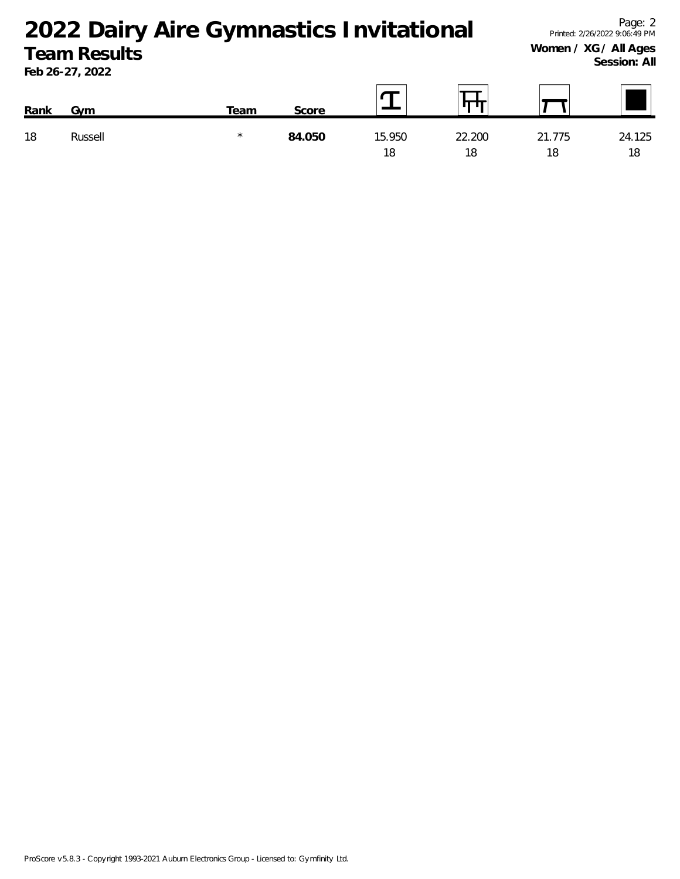# 2022 Dairy Aire Gymnastics Invitational

## Team Results

**Feb 26-27, 2022**

Printed: 2/26/2022 9:06:49 PM

**Women / XG / All Ages**
**Session: All**

| Rank | Gym | Team | Score | Vault | Bars | Beam | Floor |
|---|---|---|---|---|---|---|---|
| 18 | Russell | * | **84.050** | 15.950<br>18 | 22.200<br>18 | 21.775<br>18 | 24.125<br>18 |

ProScore v5.8.3 - Copyright 1993-2021 Auburn Electronics Group - Licensed to: Gymfinity Ltd.